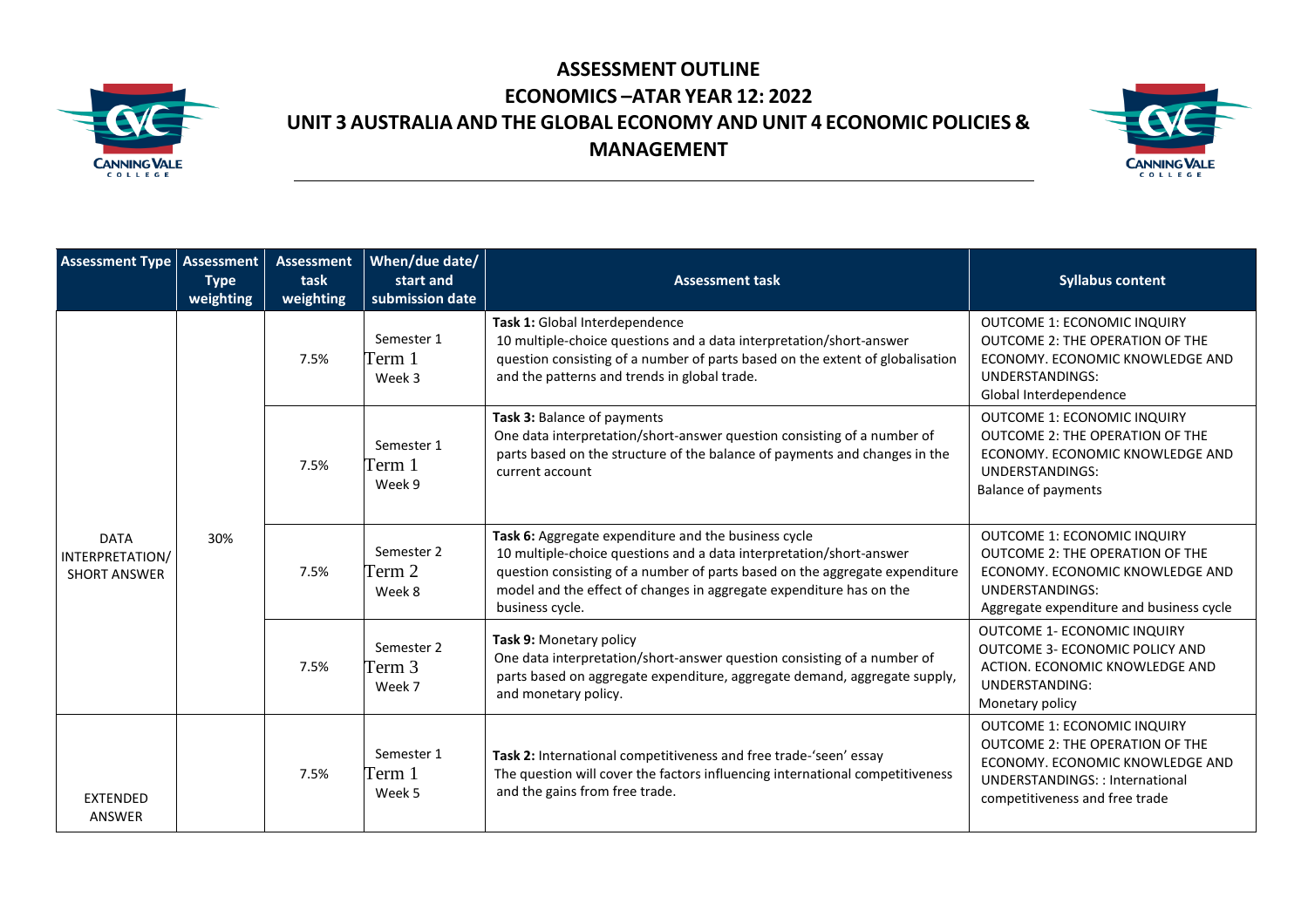# ASSESSMENT OUTLINE

# ECONOMICS –ATAR YEAR 12: 2022

# UNIT 3 AUSTRALIA AND THE GLOBAL ECONOMY AND UNIT 4 ECONOMIC POLICIES & MANAGEMENT

| Assessment Type | Assessment Type weighting | Assessment task weighting | When/due date/ start and submission date | Assessment task | Syllabus content |
|---|---|---|---|---|---|
| DATA INTERPRETATION/ SHORT ANSWER | 30% | 7.5% | Semester 1 Term 1 Week 3 | **Task 1:** Global Interdependence 10 multiple-choice questions and a data interpretation/short-answer question consisting of a number of parts based on the extent of globalisation and the patterns and trends in global trade. | OUTCOME 1: ECONOMIC INQUIRY OUTCOME 2: THE OPERATION OF THE ECONOMY. ECONOMIC KNOWLEDGE AND UNDERSTANDINGS: Global Interdependence |
| | | 7.5% | Semester 1 Term 1 Week 9 | **Task 3:** Balance of payments One data interpretation/short-answer question consisting of a number of parts based on the structure of the balance of payments and changes in the current account | OUTCOME 1: ECONOMIC INQUIRY OUTCOME 2: THE OPERATION OF THE ECONOMY. ECONOMIC KNOWLEDGE AND UNDERSTANDINGS: Balance of payments |
| | | 7.5% | Semester 2 Term 2 Week 8 | **Task 6:** Aggregate expenditure and the business cycle 10 multiple-choice questions and a data interpretation/short-answer question consisting of a number of parts based on the aggregate expenditure model and the effect of changes in aggregate expenditure has on the business cycle. | OUTCOME 1: ECONOMIC INQUIRY OUTCOME 2: THE OPERATION OF THE ECONOMY. ECONOMIC KNOWLEDGE AND UNDERSTANDINGS: Aggregate expenditure and business cycle |
| | | 7.5% | Semester 2 Term 3 Week 7 | **Task 9:** Monetary policy One data interpretation/short-answer question consisting of a number of parts based on aggregate expenditure, aggregate demand, aggregate supply, and monetary policy. | OUTCOME 1- ECONOMIC INQUIRY OUTCOME 3- ECONOMIC POLICY AND ACTION. ECONOMIC KNOWLEDGE AND UNDERSTANDING: Monetary policy |
| EXTENDED ANSWER | | 7.5% | Semester 1 Term 1 Week 5 | **Task 2:** International competitiveness and free trade-'seen' essay The question will cover the factors influencing international competitiveness and the gains from free trade. | OUTCOME 1: ECONOMIC INQUIRY OUTCOME 2: THE OPERATION OF THE ECONOMY. ECONOMIC KNOWLEDGE AND UNDERSTANDINGS: : International competitiveness and free trade |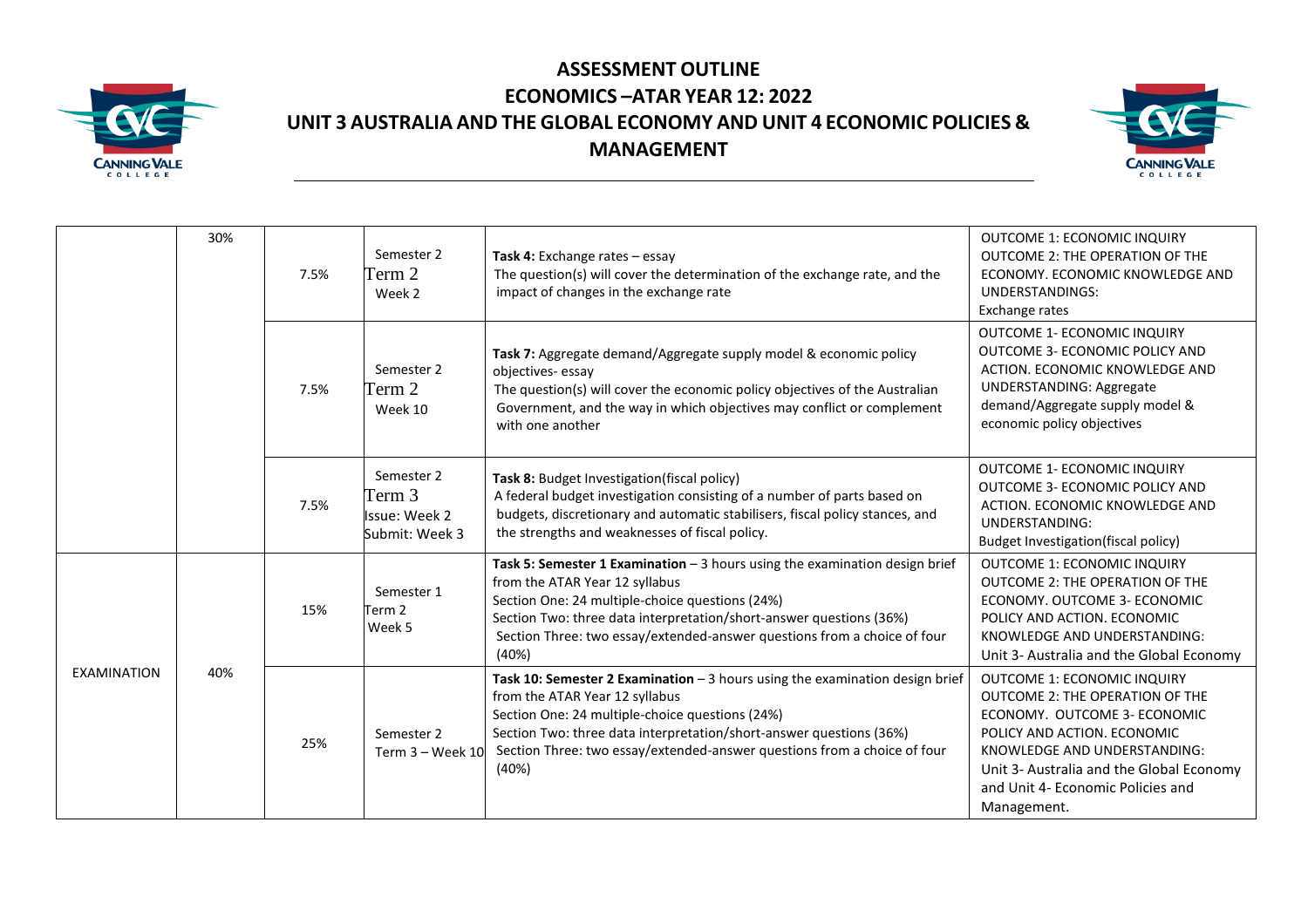# ASSESSMENT OUTLINE

# ECONOMICS –ATAR YEAR 12: 2022

# UNIT 3 AUSTRALIA AND THE GLOBAL ECONOMY AND UNIT 4 ECONOMIC POLICIES & MANAGEMENT

| | | | | | |
|---|---|---|---|---|---|
| | 30% | 7.5% | Semester 2<br>Term 2<br>Week 2 | **Task 4:** Exchange rates – essay<br>The question(s) will cover the determination of the exchange rate, and the impact of changes in the exchange rate | OUTCOME 1: ECONOMIC INQUIRY<br>OUTCOME 2: THE OPERATION OF THE ECONOMY. ECONOMIC KNOWLEDGE AND UNDERSTANDINGS:<br>Exchange rates |
| | | 7.5% | Semester 2<br>Term 2<br>Week 10 | **Task 7:** Aggregate demand/Aggregate supply model & economic policy objectives- essay<br>The question(s) will cover the economic policy objectives of the Australian Government, and the way in which objectives may conflict or complement with one another | OUTCOME 1- ECONOMIC INQUIRY<br>OUTCOME 3- ECONOMIC POLICY AND ACTION. ECONOMIC KNOWLEDGE AND UNDERSTANDING: Aggregate demand/Aggregate supply model & economic policy objectives |
| | | 7.5% | Semester 2<br>Term 3<br>Issue: Week 2<br>Submit: Week 3 | **Task 8:** Budget Investigation(fiscal policy)<br>A federal budget investigation consisting of a number of parts based on budgets, discretionary and automatic stabilisers, fiscal policy stances, and the strengths and weaknesses of fiscal policy. | OUTCOME 1- ECONOMIC INQUIRY<br>OUTCOME 3- ECONOMIC POLICY AND ACTION. ECONOMIC KNOWLEDGE AND UNDERSTANDING:<br>Budget Investigation(fiscal policy) |
| EXAMINATION | 40% | 15% | Semester 1<br>Term 2<br>Week 5 | **Task 5: Semester 1 Examination** – 3 hours using the examination design brief from the ATAR Year 12 syllabus<br>Section One: 24 multiple-choice questions (24%)<br>Section Two: three data interpretation/short-answer questions (36%)<br>Section Three: two essay/extended-answer questions from a choice of four (40%) | OUTCOME 1: ECONOMIC INQUIRY<br>OUTCOME 2: THE OPERATION OF THE ECONOMY. OUTCOME 3- ECONOMIC POLICY AND ACTION. ECONOMIC KNOWLEDGE AND UNDERSTANDING:<br>Unit 3- Australia and the Global Economy |
| | | 25% | Semester 2<br>Term 3 – Week 10 | **Task 10: Semester 2 Examination** – 3 hours using the examination design brief from the ATAR Year 12 syllabus<br>Section One: 24 multiple-choice questions (24%)<br>Section Two: three data interpretation/short-answer questions (36%)<br>Section Three: two essay/extended-answer questions from a choice of four (40%) | OUTCOME 1: ECONOMIC INQUIRY<br>OUTCOME 2: THE OPERATION OF THE ECONOMY. OUTCOME 3- ECONOMIC POLICY AND ACTION. ECONOMIC KNOWLEDGE AND UNDERSTANDING:<br>Unit 3- Australia and the Global Economy and Unit 4- Economic Policies and Management. |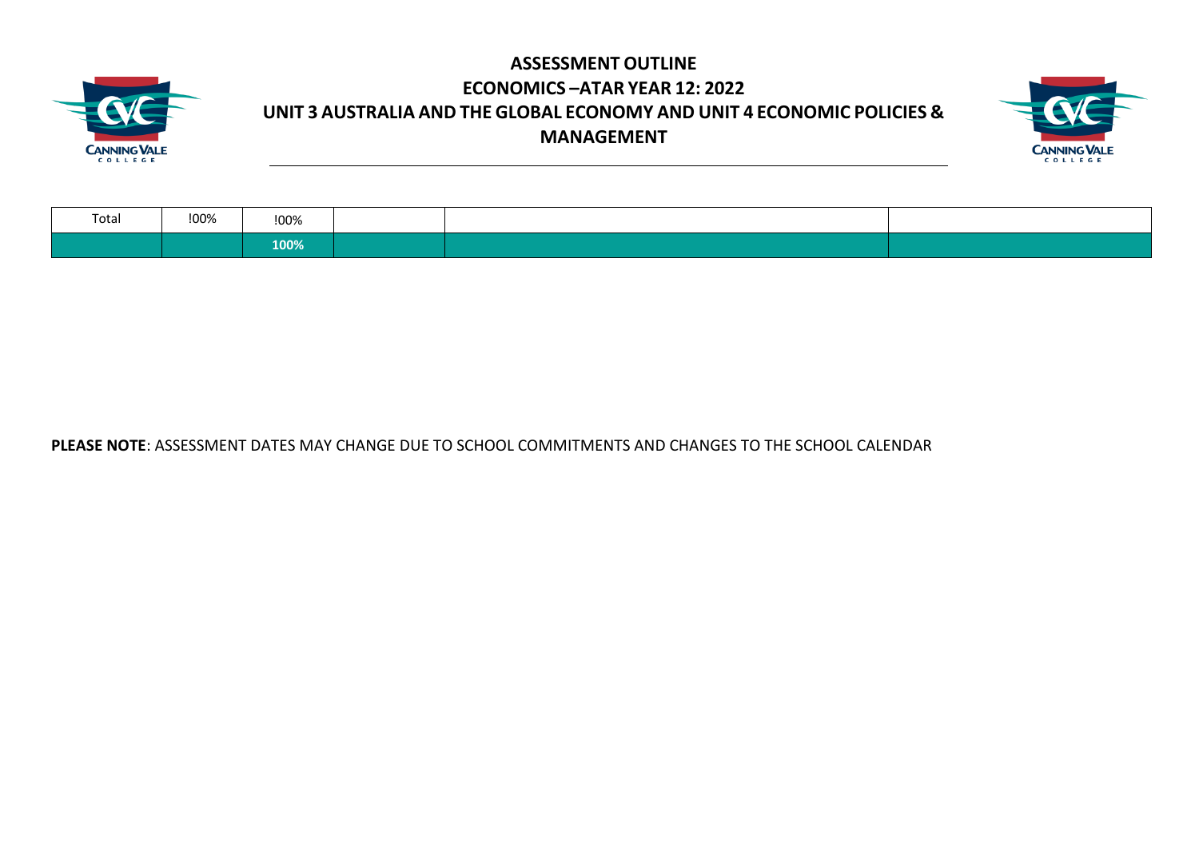| | | | | | |
|---|---|---|---|---|---|
| Total | !00% | !00% | | | |
| | | **100%** | | | |

**PLEASE NOTE**: ASSESSMENT DATES MAY CHANGE DUE TO SCHOOL COMMITMENTS AND CHANGES TO THE SCHOOL CALENDAR